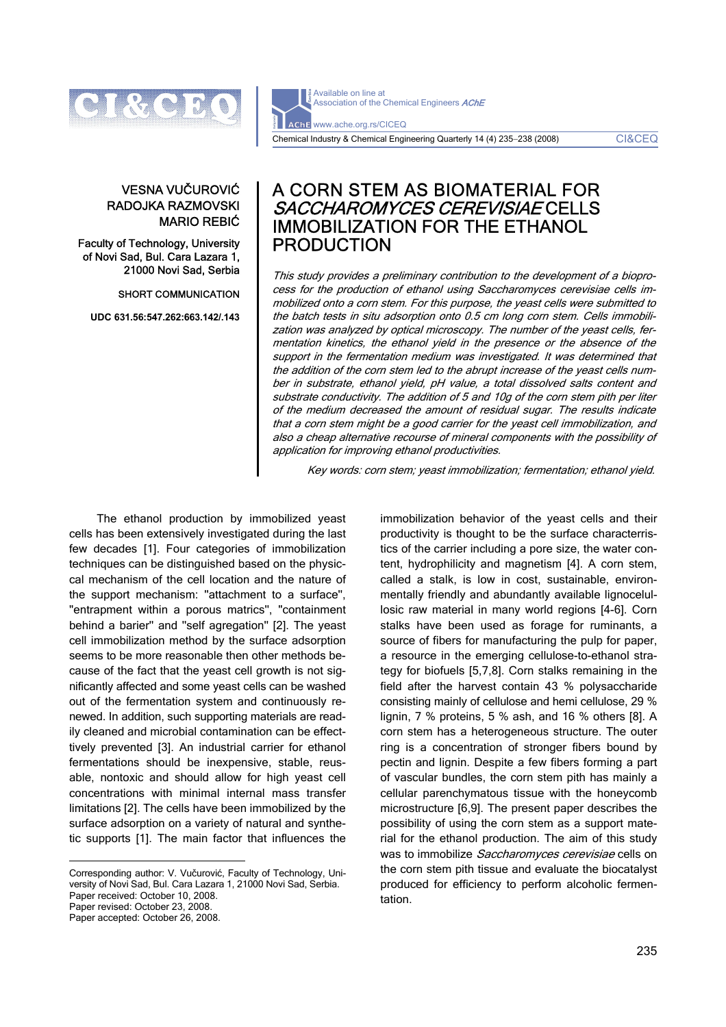VESNA VUČUROVIĆ
RADOJKA RAZMOVSKI
MARIO REBIĆ

Faculty of Technology, University of Novi Sad, Bul. Cara Lazara 1, 21000 Novi Sad, Serbia

SHORT COMMUNICATION

UDC 631.56:547.262:663.142/.143

# A CORN STEM AS BIOMATERIAL FOR *SACCHAROMYCES CEREVISIAE* CELLS IMMOBILIZATION FOR THE ETHANOL PRODUCTION

*This study provides a preliminary contribution to the development of a bioprocess for the production of ethanol using Saccharomyces cerevisiae cells immobilized onto a corn stem. For this purpose, the yeast cells were submitted to the batch tests in situ adsorption onto 0.5 cm long corn stem. Cells immobilization was analyzed by optical microscopy. The number of the yeast cells, fermentation kinetics, the ethanol yield in the presence or the absence of the support in the fermentation medium was investigated. It was determined that the addition of the corn stem led to the abrupt increase of the yeast cells number in substrate, ethanol yield, pH value, a total dissolved salts content and substrate conductivity. The addition of 5 and 10g of the corn stem pith per liter of the medium decreased the amount of residual sugar. The results indicate that a corn stem might be a good carrier for the yeast cell immobilization, and also a cheap alternative recourse of mineral components with the possibility of application for improving ethanol productivities.*

*Key words: corn stem; yeast immobilization; fermentation; ethanol yield.*

The ethanol production by immobilized yeast cells has been extensively investigated during the last few decades [1]. Four categories of immobilization techniques can be distinguished based on the physical mechanism of the cell location and the nature of the support mechanism: "attachment to a surface", "entrapment within a porous matrics", "containment behind a barier" and "self agregation" [2]. The yeast cell immobilization method by the surface adsorption seems to be more reasonable then other methods because of the fact that the yeast cell growth is not significantly affected and some yeast cells can be washed out of the fermentation system and continuously renewed. In addition, such supporting materials are readily cleaned and microbial contamination can be effectively prevented [3]. An industrial carrier for ethanol fermentations should be inexpensive, stable, reusable, nontoxic and should allow for high yeast cell concentrations with minimal internal mass transfer limitations [2]. The cells have been immobilized by the surface adsorption on a variety of natural and synthetic supports [1]. The main factor that influences the immobilization behavior of the yeast cells and their productivity is thought to be the surface characterristics of the carrier including a pore size, the water content, hydrophilicity and magnetism [4]. A corn stem, called a stalk, is low in cost, sustainable, environmentally friendly and abundantly available lignocellulosic raw material in many world regions [4-6]. Corn stalks have been used as forage for ruminants, a source of fibers for manufacturing the pulp for paper, a resource in the emerging cellulose-to-ethanol strategy for biofuels [5,7,8]. Corn stalks remaining in the field after the harvest contain 43 % polysaccharide consisting mainly of cellulose and hemi cellulose, 29 % lignin, 7 % proteins, 5 % ash, and 16 % others [8]. A corn stem has a heterogeneous structure. The outer ring is a concentration of stronger fibers bound by pectin and lignin. Despite a few fibers forming a part of vascular bundles, the corn stem pith has mainly a cellular parenchymatous tissue with the honeycomb microstructure [6,9]. The present paper describes the possibility of using the corn stem as a support material for the ethanol production. The aim of this study was to immobilize *Saccharomyces cerevisiae* cells on the corn stem pith tissue and evaluate the biocatalyst produced for efficiency to perform alcoholic fermentation.

Corresponding author: V. Vučurović, Faculty of Technology, University of Novi Sad, Bul. Cara Lazara 1, 21000 Novi Sad, Serbia.
Paper received: October 10, 2008.
Paper revised: October 23, 2008.
Paper accepted: October 26, 2008.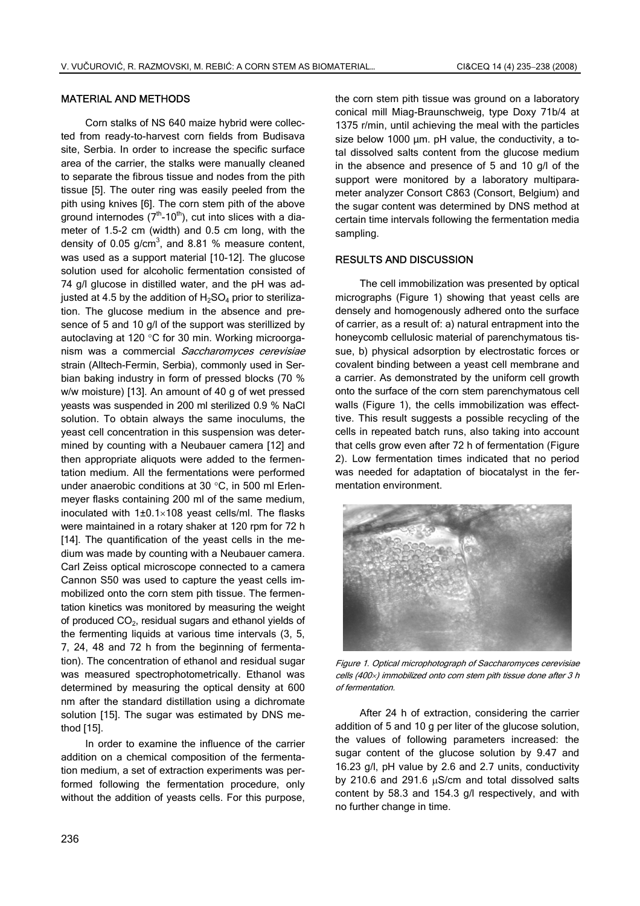## MATERIAL AND METHODS

Corn stalks of NS 640 maize hybrid were collected from ready-to-harvest corn fields from Budisava site, Serbia. In order to increase the specific surface area of the carrier, the stalks were manually cleaned to separate the fibrous tissue and nodes from the pith tissue [5]. The outer ring was easily peeled from the pith using knives [6]. The corn stem pith of the above ground internodes ($7^{th}$-$10^{th}$), cut into slices with a diameter of 1.5-2 cm (width) and 0.5 cm long, with the density of 0.05 g/cm$^3$, and 8.81 % measure content, was used as a support material [10-12]. The glucose solution used for alcoholic fermentation consisted of 74 g/l glucose in distilled water, and the pH was adjusted at 4.5 by the addition of $H_2SO_4$ prior to sterilization. The glucose medium in the absence and presence of 5 and 10 g/l of the support was sterillized by autoclaving at 120 °C for 30 min. Working microorganism was a commercial *Saccharomyces cerevisiae* strain (Alltech-Fermin, Serbia), commonly used in Serbian baking industry in form of pressed blocks (70 % w/w moisture) [13]. An amount of 40 g of wet pressed yeasts was suspended in 200 ml sterilized 0.9 % NaCl solution. To obtain always the same inoculums, the yeast cell concentration in this suspension was determined by counting with a Neubauer camera [12] and then appropriate aliquots were added to the fermentation medium. All the fermentations were performed under anaerobic conditions at 30 °C, in 500 ml Erlenmeyer flasks containing 200 ml of the same medium, inoculated with 1±0.1×108 yeast cells/ml. The flasks were maintained in a rotary shaker at 120 rpm for 72 h [14]. The quantification of the yeast cells in the medium was made by counting with a Neubauer camera. Carl Zeiss optical microscope connected to a camera Cannon S50 was used to capture the yeast cells immobilized onto the corn stem pith tissue. The fermentation kinetics was monitored by measuring the weight of produced $CO_2$, residual sugars and ethanol yields of the fermenting liquids at various time intervals (3, 5, 7, 24, 48 and 72 h from the beginning of fermentation). The concentration of ethanol and residual sugar was measured spectrophotometrically. Ethanol was determined by measuring the optical density at 600 nm after the standard distillation using a dichromate solution [15]. The sugar was estimated by DNS method [15].

In order to examine the influence of the carrier addition on a chemical composition of the fermentation medium, a set of extraction experiments was performed following the fermentation procedure, only without the addition of yeasts cells. For this purpose, the corn stem pith tissue was ground on a laboratory conical mill Miag-Braunschweig, type Doxy 71b/4 at 1375 r/min, until achieving the meal with the particles size below 1000 µm. pH value, the conductivity, a total dissolved salts content from the glucose medium in the absence and presence of 5 and 10 g/l of the support were monitored by a laboratory multiparameter analyzer Consort C863 (Consort, Belgium) and the sugar content was determined by DNS method at certain time intervals following the fermentation media sampling.

## RESULTS AND DISCUSSION

The cell immobilization was presented by optical micrographs (Figure 1) showing that yeast cells are densely and homogenously adhered onto the surface of carrier, as a result of: a) natural entrapment into the honeycomb cellulosic material of parenchymatous tissue, b) physical adsorption by electrostatic forces or covalent binding between a yeast cell membrane and a carrier. As demonstrated by the uniform cell growth onto the surface of the corn stem parenchymatous cell walls (Figure 1), the cells immobilization was effective. This result suggests a possible recycling of the cells in repeated batch runs, also taking into account that cells grow even after 72 h of fermentation (Figure 2). Low fermentation times indicated that no period was needed for adaptation of biocatalyst in the fermentation environment.

*Figure 1. Optical microphotograph of Saccharomyces cerevisiae cells (400×) immobilized onto corn stem pith tissue done after 3 h of fermentation.*

After 24 h of extraction, considering the carrier addition of 5 and 10 g per liter of the glucose solution, the values of following parameters increased: the sugar content of the glucose solution by 9.47 and 16.23 g/l, pH value by 2.6 and 2.7 units, conductivity by 210.6 and 291.6 µS/cm and total dissolved salts content by 58.3 and 154.3 g/l respectively, and with no further change in time.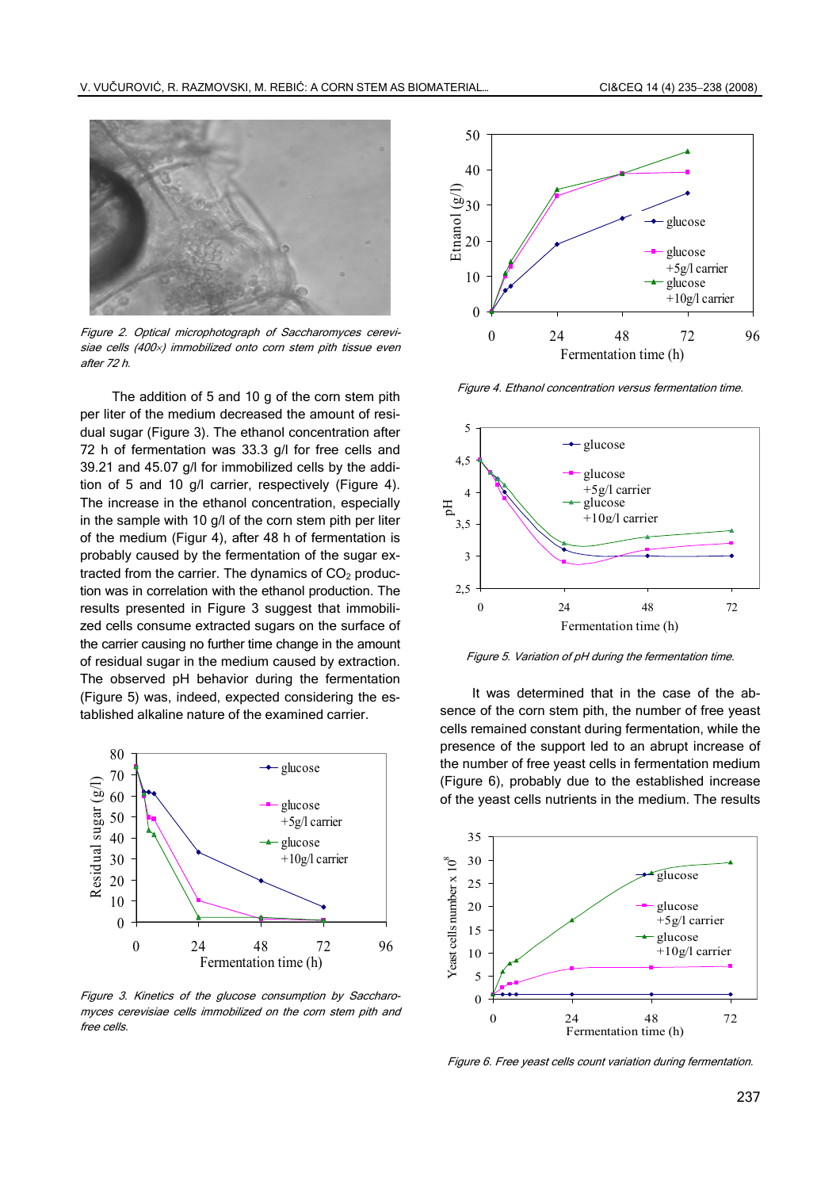*Figure 2. Optical microphotograph of Saccharomyces cerevisiae cells (400×) immobilized onto corn stem pith tissue even after 72 h.*

The addition of 5 and 10 g of the corn stem pith per liter of the medium decreased the amount of residual sugar (Figure 3). The ethanol concentration after 72 h of fermentation was 33.3 g/l for free cells and 39.21 and 45.07 g/l for immobilized cells by the addition of 5 and 10 g/l carrier, respectively (Figure 4). The increase in the ethanol concentration, especially in the sample with 10 g/l of the corn stem pith per liter of the medium (Figur 4), after 48 h of fermentation is probably caused by the fermentation of the sugar extracted from the carrier. The dynamics of $CO_2$ production was in correlation with the ethanol production. The results presented in Figure 3 suggest that immobilized cells consume extracted sugars on the surface of the carrier causing no further time change in the amount of residual sugar in the medium caused by extraction. The observed pH behavior during the fermentation (Figure 5) was, indeed, expected considering the established alkaline nature of the examined carrier.

*Figure 3. Kinetics of the glucose consumption by Saccharomyces cerevisiae cells immobilized on the corn stem pith and free cells.*

*Figure 4. Ethanol concentration versus fermentation time.*

*Figure 5. Variation of pH during the fermentation time.*

It was determined that in the case of the absence of the corn stem pith, the number of free yeast cells remained constant during fermentation, while the presence of the support led to an abrupt increase of the number of free yeast cells in fermentation medium (Figure 6), probably due to the established increase of the yeast cells nutrients in the medium. The results

*Figure 6. Free yeast cells count variation during fermentation.*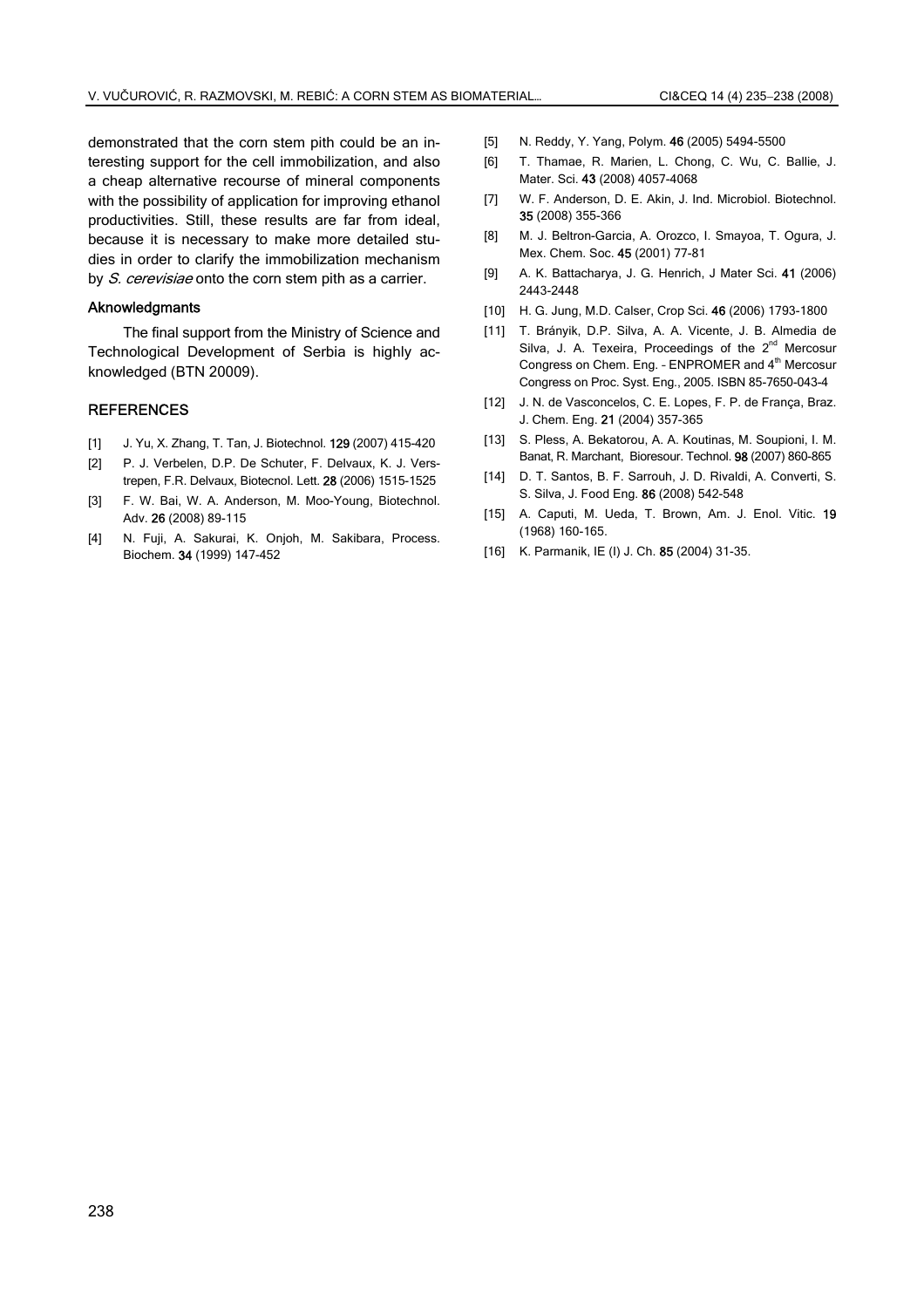demonstrated that the corn stem pith could be an interesting support for the cell immobilization, and also a cheap alternative recourse of mineral components with the possibility of application for improving ethanol productivities. Still, these results are far from ideal, because it is necessary to make more detailed studies in order to clarify the immobilization mechanism by *S. cerevisiae* onto the corn stem pith as a carrier.

### Aknowledgmants

The final support from the Ministry of Science and Technological Development of Serbia is highly acknowledged (BTN 20009).

## REFERENCES

[1] J. Yu, X. Zhang, T. Tan, J. Biotechnol. **129** (2007) 415-420

[2] P. J. Verbelen, D.P. De Schuter, F. Delvaux, K. J. Verstrepen, F.R. Delvaux, Biotecnol. Lett. **28** (2006) 1515-1525

[3] F. W. Bai, W. A. Anderson, M. Moo-Young, Biotechnol. Adv. **26** (2008) 89-115

[4] N. Fuji, A. Sakurai, K. Onjoh, M. Sakibara, Process. Biochem. **34** (1999) 147-452

[5] N. Reddy, Y. Yang, Polym. **46** (2005) 5494-5500

[6] T. Thamae, R. Marien, L. Chong, C. Wu, C. Ballie, J. Mater. Sci. **43** (2008) 4057-4068

[7] W. F. Anderson, D. E. Akin, J. Ind. Microbiol. Biotechnol. **35** (2008) 355-366

[8] M. J. Beltron-Garcia, A. Orozco, I. Smayoa, T. Ogura, J. Mex. Chem. Soc. **45** (2001) 77-81

[9] A. K. Battacharya, J. G. Henrich, J Mater Sci. **41** (2006) 2443-2448

[10] H. G. Jung, M.D. Calser, Crop Sci. **46** (2006) 1793-1800

[11] T. Brányik, D.P. Silva, A. A. Vicente, J. B. Almedia de Silva, J. A. Texeira, Proceedings of the 2nd Mercosur Congress on Chem. Eng. – ENPROMER and 4th Mercosur Congress on Proc. Syst. Eng., 2005. ISBN 85-7650-043-4

[12] J. N. de Vasconcelos, C. E. Lopes, F. P. de França, Braz. J. Chem. Eng. **21** (2004) 357-365

[13] S. Pless, A. Bekatorou, A. A. Koutinas, M. Soupioni, I. M. Banat, R. Marchant, Bioresour. Technol. **98** (2007) 860-865

[14] D. T. Santos, B. F. Sarrouh, J. D. Rivaldi, A. Converti, S. S. Silva, J. Food Eng. **86** (2008) 542-548

[15] A. Caputi, M. Ueda, T. Brown, Am. J. Enol. Vitic. **19** (1968) 160-165.

[16] K. Parmanik, IE (I) J. Ch. **85** (2004) 31-35.